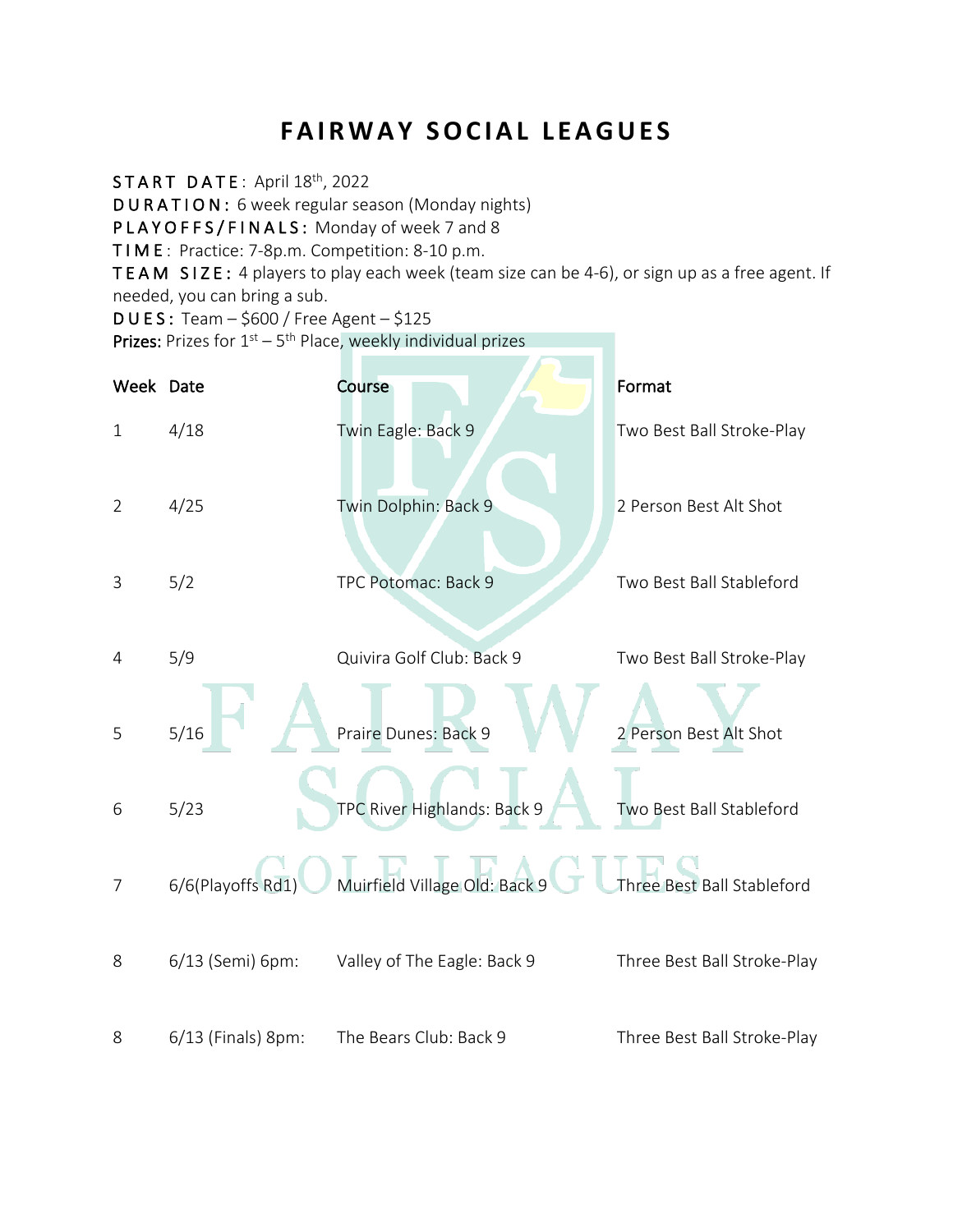# FAIRWAY SOCIAL LEAGUES

**START DATE**: April 18th, 2022
**DURATION:** 6 week regular season (Monday nights)
**PLAYOFFS/FINALS:** Monday of week 7 and 8
**TIME**: Practice: 7-8p.m. Competition: 8-10 p.m.
**TEAM SIZE:** 4 players to play each week (team size can be 4-6), or sign up as a free agent. If needed, you can bring a sub.
**DUES:** Team – $600 / Free Agent – $125
**Prizes:** Prizes for 1st – 5th Place, weekly individual prizes

| Week | Date | Course | Format |
|---|---|---|---|
| 1 | 4/18 | Twin Eagle: Back 9 | Two Best Ball Stroke-Play |
| 2 | 4/25 | Twin Dolphin: Back 9 | 2 Person Best Alt Shot |
| 3 | 5/2 | TPC Potomac: Back 9 | Two Best Ball Stableford |
| 4 | 5/9 | Quivira Golf Club: Back 9 | Two Best Ball Stroke-Play |
| 5 | 5/16 | Praire Dunes: Back 9 | 2 Person Best Alt Shot |
| 6 | 5/23 | TPC River Highlands: Back 9 | Two Best Ball Stableford |
| 7 | 6/6(Playoffs Rd1) | Muirfield Village Old: Back 9 | Three Best Ball Stableford |
| 8 | 6/13 (Semi) 6pm: | Valley of The Eagle: Back 9 | Three Best Ball Stroke-Play |
| 8 | 6/13 (Finals) 8pm: | The Bears Club: Back 9 | Three Best Ball Stroke-Play |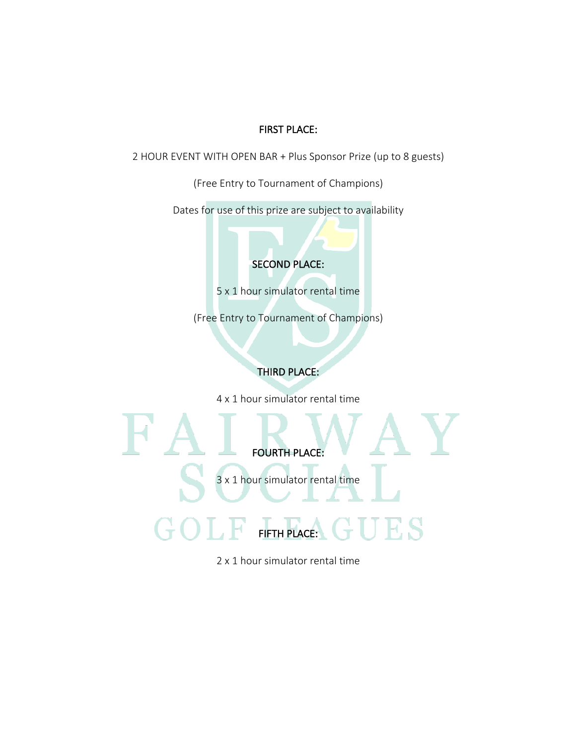**FIRST PLACE:**

2 HOUR EVENT WITH OPEN BAR + Plus Sponsor Prize (up to 8 guests)

(Free Entry to Tournament of Champions)

Dates for use of this prize are subject to availability

**SECOND PLACE:**

5 x 1 hour simulator rental time

(Free Entry to Tournament of Champions)

**THIRD PLACE:**

4 x 1 hour simulator rental time

**FOURTH PLACE:**

3 x 1 hour simulator rental time

**FIFTH PLACE:**

2 x 1 hour simulator rental time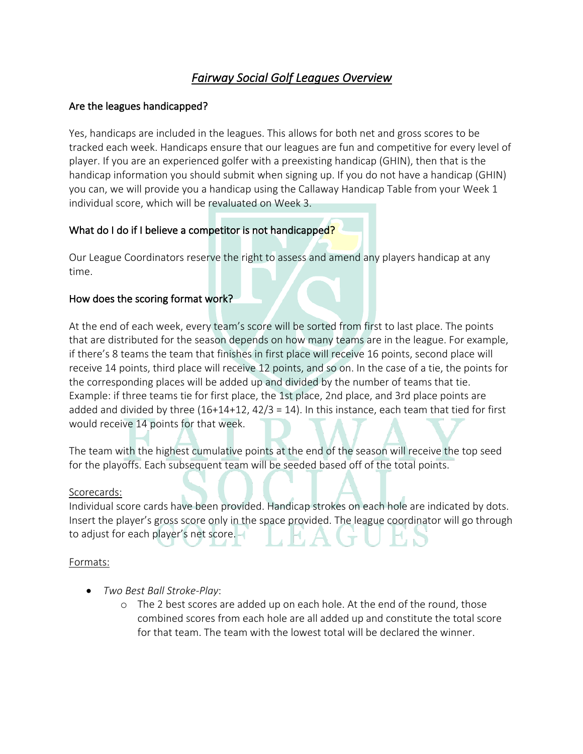# *Fairway Social Golf Leagues Overview*

## Are the leagues handicapped?

Yes, handicaps are included in the leagues. This allows for both net and gross scores to be tracked each week. Handicaps ensure that our leagues are fun and competitive for every level of player. If you are an experienced golfer with a preexisting handicap (GHIN), then that is the handicap information you should submit when signing up. If you do not have a handicap (GHIN) you can, we will provide you a handicap using the Callaway Handicap Table from your Week 1 individual score, which will be revaluated on Week 3.

## What do I do if I believe a competitor is not handicapped?

Our League Coordinators reserve the right to assess and amend any players handicap at any time.

## How does the scoring format work?

At the end of each week, every team's score will be sorted from first to last place. The points that are distributed for the season depends on how many teams are in the league. For example, if there's 8 teams the team that finishes in first place will receive 16 points, second place will receive 14 points, third place will receive 12 points, and so on. In the case of a tie, the points for the corresponding places will be added up and divided by the number of teams that tie. Example: if three teams tie for first place, the 1st place, 2nd place, and 3rd place points are added and divided by three (16+14+12, 42/3 = 14). In this instance, each team that tied for first would receive 14 points for that week.

The team with the highest cumulative points at the end of the season will receive the top seed for the playoffs. Each subsequent team will be seeded based off of the total points.

<u>Scorecards:</u>
Individual score cards have been provided. Handicap strokes on each hole are indicated by dots. Insert the player's gross score only in the space provided. The league coordinator will go through to adjust for each player's net score.

<u>Formats:</u>

- *Two Best Ball Stroke-Play*:
  - The 2 best scores are added up on each hole. At the end of the round, those combined scores from each hole are all added up and constitute the total score for that team. The team with the lowest total will be declared the winner.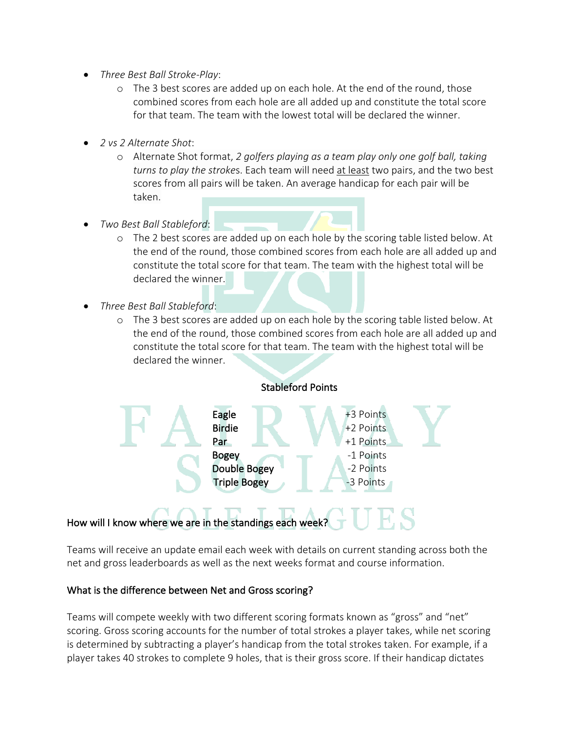- *Three Best Ball Stroke-Play*:
  - The 3 best scores are added up on each hole. At the end of the round, those combined scores from each hole are all added up and constitute the total score for that team. The team with the lowest total will be declared the winner.

- *2 vs 2 Alternate Shot*:
  - Alternate Shot format, *2 golfers playing as a team play only one golf ball, taking turns to play the strokes*. Each team will need at least two pairs, and the two best scores from all pairs will be taken. An average handicap for each pair will be taken.

- *Two Best Ball Stableford*:
  - The 2 best scores are added up on each hole by the scoring table listed below. At the end of the round, those combined scores from each hole are all added up and constitute the total score for that team. The team with the highest total will be declared the winner.

- *Three Best Ball Stableford*:
  - The 3 best scores are added up on each hole by the scoring table listed below. At the end of the round, those combined scores from each hole are all added up and constitute the total score for that team. The team with the highest total will be declared the winner.

Stableford Points

| | |
|---|---|
| Eagle | +3 Points |
| Birdie | +2 Points |
| Par | +1 Points |
| Bogey | -1 Points |
| Double Bogey | -2 Points |
| Triple Bogey | -3 Points |

### How will I know where we are in the standings each week?

Teams will receive an update email each week with details on current standing across both the net and gross leaderboards as well as the next weeks format and course information.

### What is the difference between Net and Gross scoring?

Teams will compete weekly with two different scoring formats known as "gross" and "net" scoring. Gross scoring accounts for the number of total strokes a player takes, while net scoring is determined by subtracting a player's handicap from the total strokes taken. For example, if a player takes 40 strokes to complete 9 holes, that is their gross score. If their handicap dictates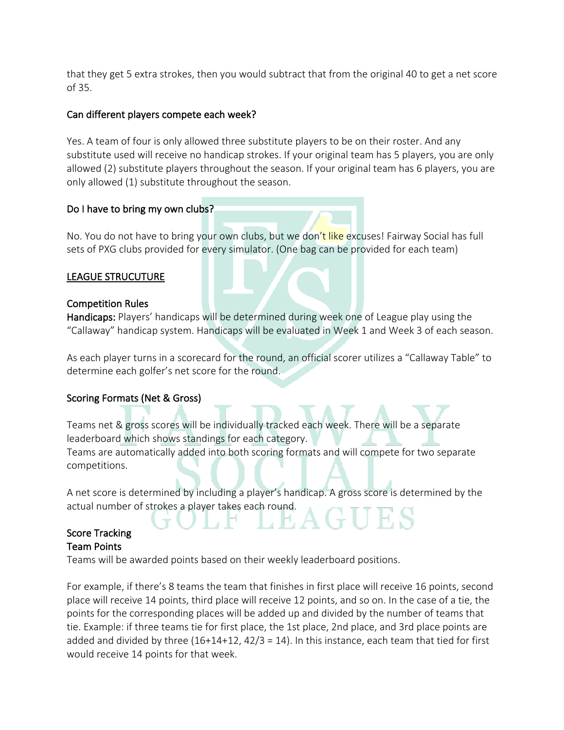that they get 5 extra strokes, then you would subtract that from the original 40 to get a net score of 35.

### Can different players compete each week?

Yes. A team of four is only allowed three substitute players to be on their roster. And any substitute used will receive no handicap strokes. If your original team has 5 players, you are only allowed (2) substitute players throughout the season. If your original team has 6 players, you are only allowed (1) substitute throughout the season.

### Do I have to bring my own clubs?

No. You do not have to bring your own clubs, but we don't like excuses! Fairway Social has full sets of PXG clubs provided for every simulator. (One bag can be provided for each team)

## LEAGUE STRUCUTURE

### Competition Rules

**Handicaps:** Players' handicaps will be determined during week one of League play using the "Callaway" handicap system. Handicaps will be evaluated in Week 1 and Week 3 of each season.

As each player turns in a scorecard for the round, an official scorer utilizes a "Callaway Table" to determine each golfer's net score for the round.

### Scoring Formats (Net & Gross)

Teams net & gross scores will be individually tracked each week. There will be a separate leaderboard which shows standings for each category.
Teams are automatically added into both scoring formats and will compete for two separate competitions.

A net score is determined by including a player's handicap. A gross score is determined by the actual number of strokes a player takes each round.

### Score Tracking

#### Team Points

Teams will be awarded points based on their weekly leaderboard positions.

For example, if there's 8 teams the team that finishes in first place will receive 16 points, second place will receive 14 points, third place will receive 12 points, and so on. In the case of a tie, the points for the corresponding places will be added up and divided by the number of teams that tie. Example: if three teams tie for first place, the 1st place, 2nd place, and 3rd place points are added and divided by three (16+14+12, 42/3 = 14). In this instance, each team that tied for first would receive 14 points for that week.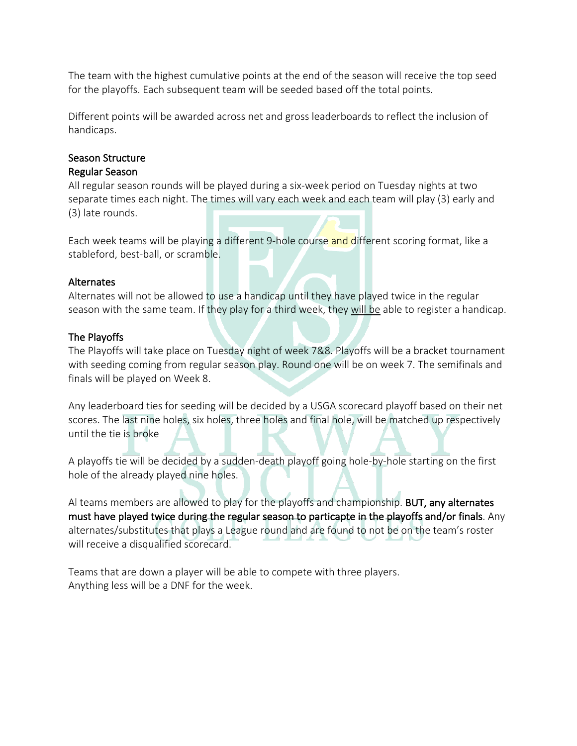The team with the highest cumulative points at the end of the season will receive the top seed for the playoffs. Each subsequent team will be seeded based off the total points.

Different points will be awarded across net and gross leaderboards to reflect the inclusion of handicaps.

### Season Structure

### Regular Season

All regular season rounds will be played during a six-week period on Tuesday nights at two separate times each night. The times will vary each week and each team will play (3) early and (3) late rounds.

Each week teams will be playing a different 9-hole course and different scoring format, like a stableford, best-ball, or scramble.

### Alternates

Alternates will not be allowed to use a handicap until they have played twice in the regular season with the same team. If they play for a third week, they <u>will be</u> able to register a handicap.

### The Playoffs

The Playoffs will take place on Tuesday night of week 7&8. Playoffs will be a bracket tournament with seeding coming from regular season play. Round one will be on week 7. The semifinals and finals will be played on Week 8.

Any leaderboard ties for seeding will be decided by a USGA scorecard playoff based on their net scores. The last nine holes, six holes, three holes and final hole, will be matched up respectively until the tie is broke

A playoffs tie will be decided by a sudden-death playoff going hole-by-hole starting on the first hole of the already played nine holes.

Al teams members are allowed to play for the playoffs and championship. **BUT, any alternates must have played twice during the regular season to particapte in the playoffs and/or finals**. Any alternates/substitutes that plays a League round and are found to not be on the team's roster will receive a disqualified scorecard.

Teams that are down a player will be able to compete with three players.
Anything less will be a DNF for the week.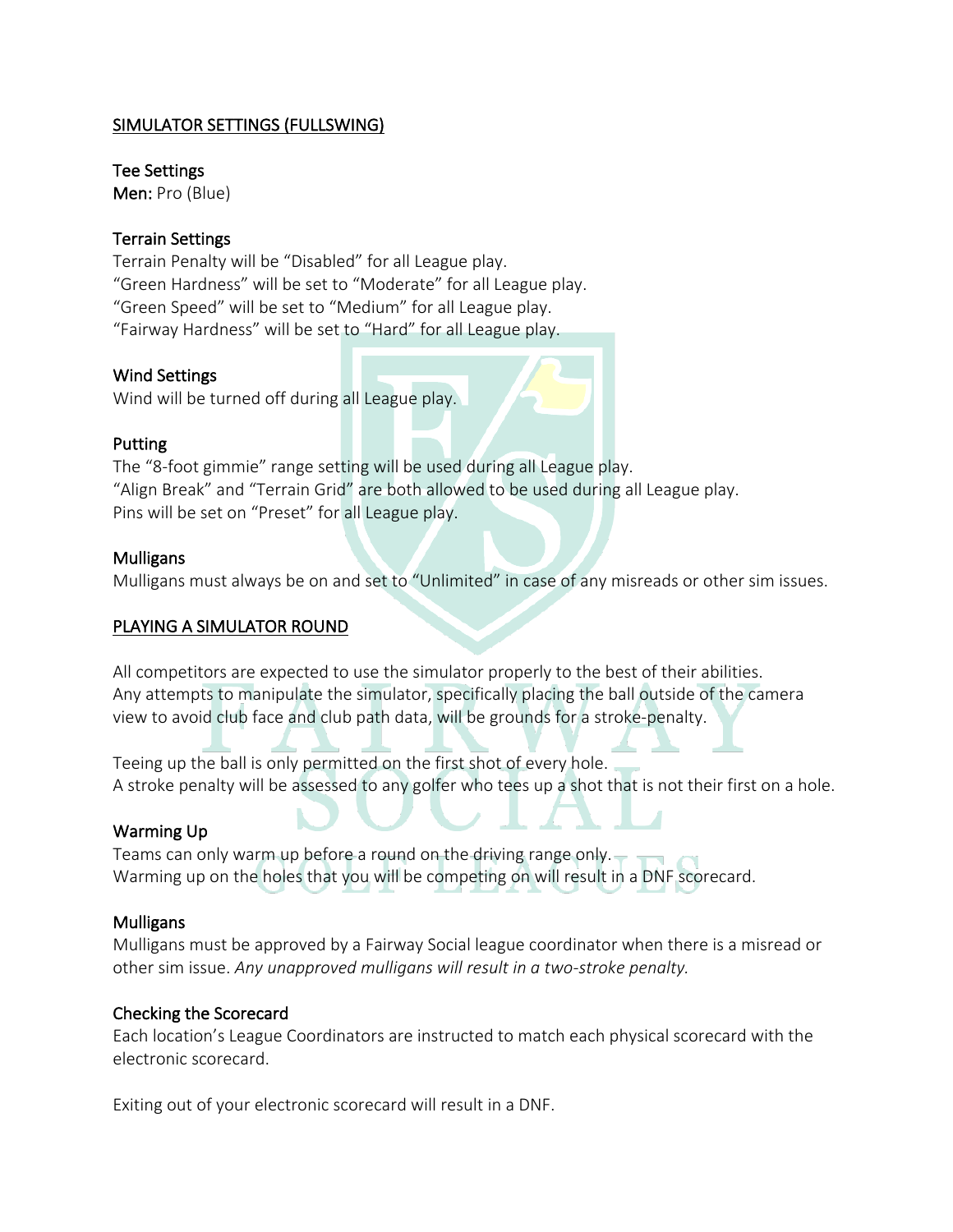## SIMULATOR SETTINGS (FULLSWING)

### Tee Settings

**Men:** Pro (Blue)

### Terrain Settings

Terrain Penalty will be "Disabled" for all League play.
"Green Hardness" will be set to "Moderate" for all League play.
"Green Speed" will be set to "Medium" for all League play.
"Fairway Hardness" will be set to "Hard" for all League play.

### Wind Settings

Wind will be turned off during all League play.

### Putting

The "8-foot gimmie" range setting will be used during all League play.
"Align Break" and "Terrain Grid" are both allowed to be used during all League play.
Pins will be set on "Preset" for all League play.

### Mulligans

Mulligans must always be on and set to "Unlimited" in case of any misreads or other sim issues.

## PLAYING A SIMULATOR ROUND

All competitors are expected to use the simulator properly to the best of their abilities.
Any attempts to manipulate the simulator, specifically placing the ball outside of the camera view to avoid club face and club path data, will be grounds for a stroke-penalty.

Teeing up the ball is only permitted on the first shot of every hole.
A stroke penalty will be assessed to any golfer who tees up a shot that is not their first on a hole.

### Warming Up

Teams can only warm up before a round on the driving range only.
Warming up on the holes that you will be competing on will result in a DNF scorecard.

### Mulligans

Mulligans must be approved by a Fairway Social league coordinator when there is a misread or other sim issue. *Any unapproved mulligans will result in a two-stroke penalty.*

### Checking the Scorecard

Each location's League Coordinators are instructed to match each physical scorecard with the electronic scorecard.

Exiting out of your electronic scorecard will result in a DNF.